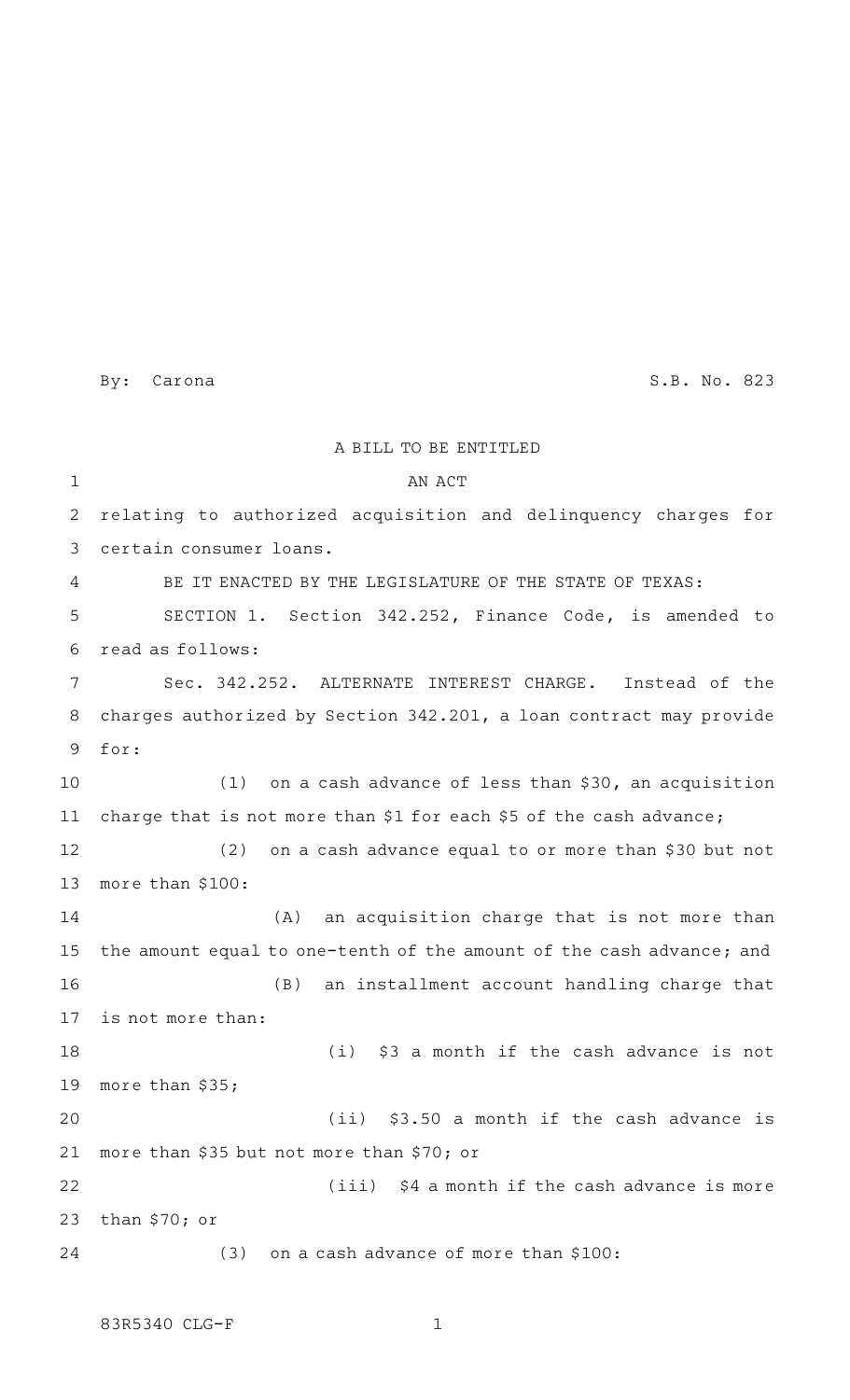By: Carona S.B. No. 823

A BILL TO BE ENTITLED

AN ACT

relating to authorized acquisition and delinquency charges for certain consumer loans.

BE IT ENACTED BY THE LEGISLATURE OF THE STATE OF TEXAS:

SECTION 1. Section 342.252, Finance Code, is amended to read as follows:

Sec. 342.252. ALTERNATE INTEREST CHARGE. Instead of the charges authorized by Section 342.201, a loan contract may provide for:

(1) on a cash advance of less than $30, an acquisition charge that is not more than $1 for each $5 of the cash advance;

(2) on a cash advance equal to or more than $30 but not more than $100:

(A) an acquisition charge that is not more than the amount equal to one-tenth of the amount of the cash advance; and

(B) an installment account handling charge that is not more than:

(i) $3 a month if the cash advance is not more than $35;

(ii) $3.50 a month if the cash advance is more than $35 but not more than $70; or

(iii) $4 a month if the cash advance is more than $70; or

(3) on a cash advance of more than $100:

83R5340 CLG-F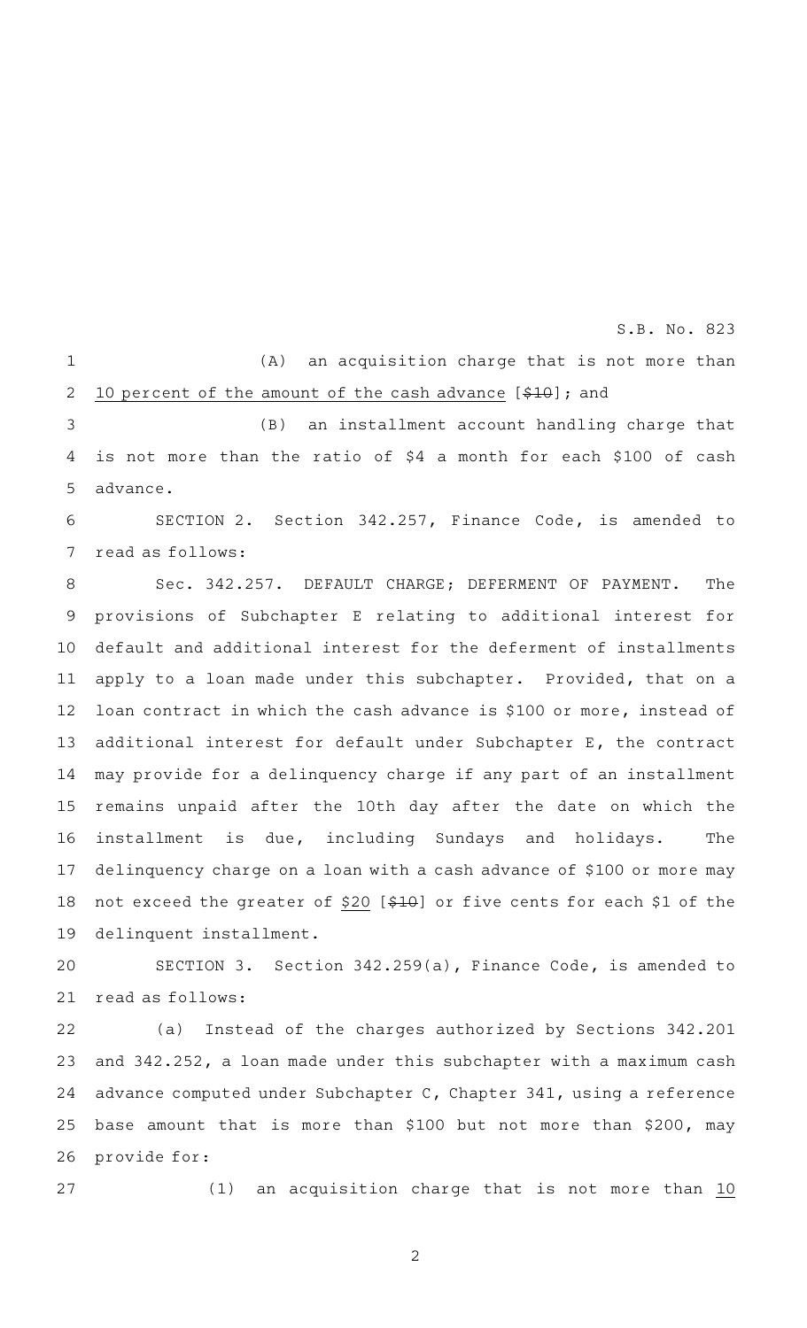(A) an acquisition charge that is not more than 10 percent of the amount of the cash advance [~~$10~~]; and

(B) an installment account handling charge that is not more than the ratio of $4 a month for each $100 of cash advance.

SECTION 2. Section 342.257, Finance Code, is amended to read as follows:

Sec. 342.257. DEFAULT CHARGE; DEFERMENT OF PAYMENT. The provisions of Subchapter E relating to additional interest for default and additional interest for the deferment of installments apply to a loan made under this subchapter. Provided, that on a loan contract in which the cash advance is $100 or more, instead of additional interest for default under Subchapter E, the contract may provide for a delinquency charge if any part of an installment remains unpaid after the 10th day after the date on which the installment is due, including Sundays and holidays. The delinquency charge on a loan with a cash advance of $100 or more may not exceed the greater of $20 [~~$10~~] or five cents for each $1 of the delinquent installment.

SECTION 3. Section 342.259(a), Finance Code, is amended to read as follows:

(a) Instead of the charges authorized by Sections 342.201 and 342.252, a loan made under this subchapter with a maximum cash advance computed under Subchapter C, Chapter 341, using a reference base amount that is more than $100 but not more than $200, may provide for:

(1) an acquisition charge that is not more than 10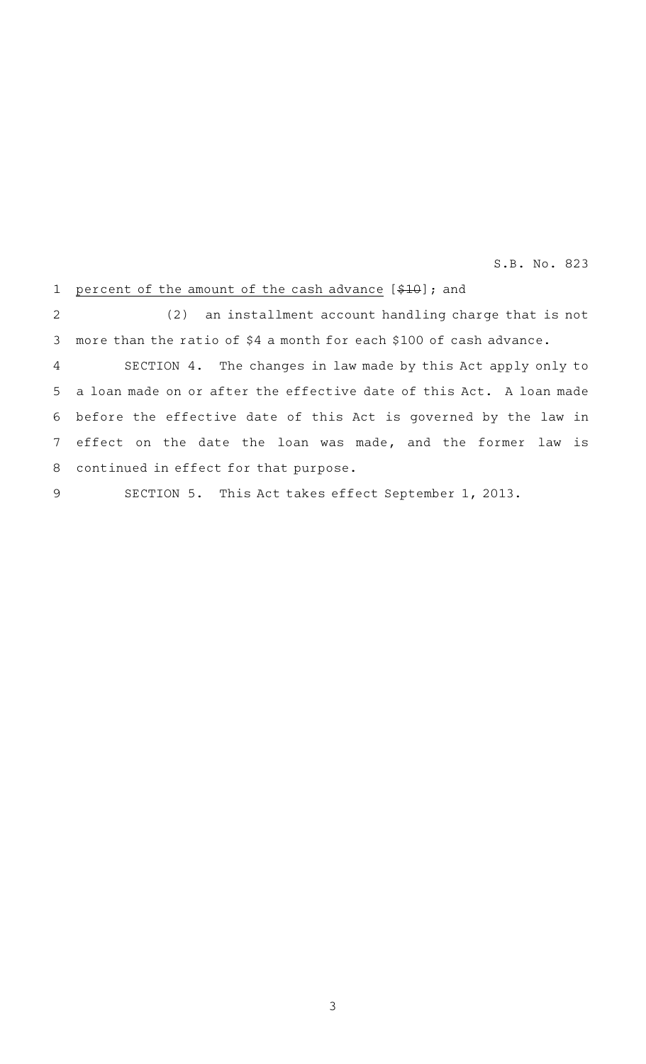percent of the amount of the cash advance [$10]; and

(2) an installment account handling charge that is not more than the ratio of $4 a month for each $100 of cash advance.

SECTION 4. The changes in law made by this Act apply only to a loan made on or after the effective date of this Act. A loan made before the effective date of this Act is governed by the law in effect on the date the loan was made, and the former law is continued in effect for that purpose.

SECTION 5. This Act takes effect September 1, 2013.